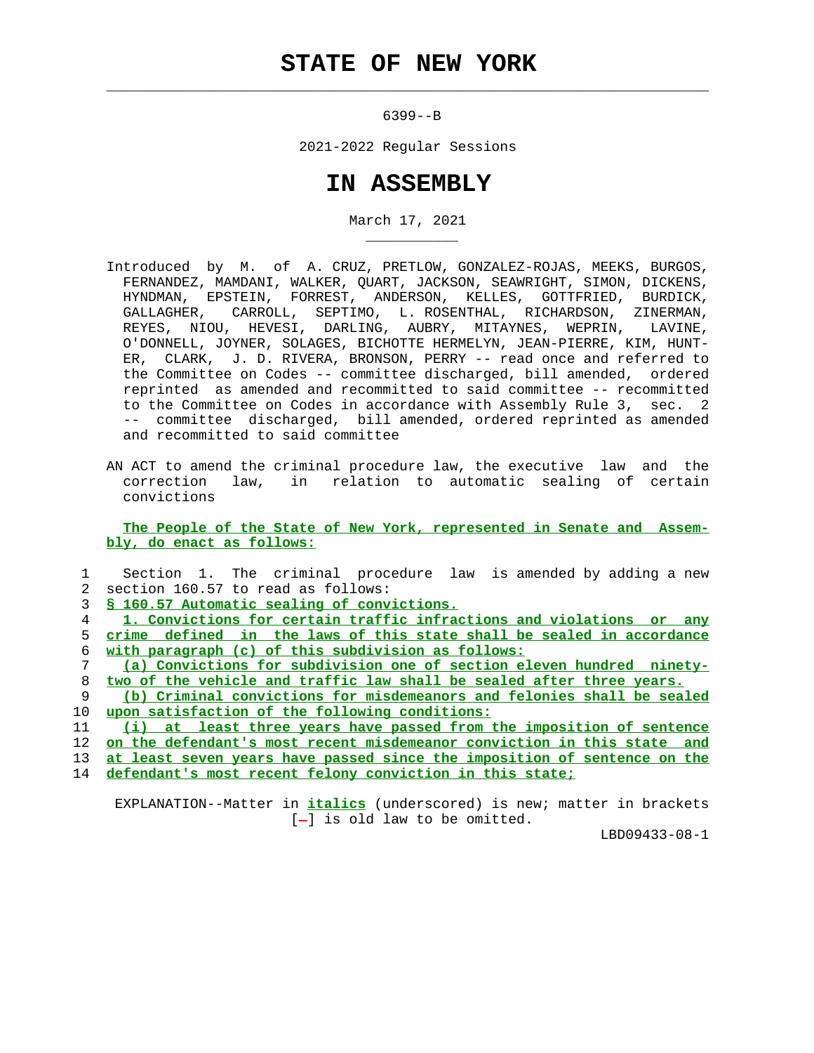# STATE OF NEW YORK

6399--B

2021-2022 Regular Sessions

# IN ASSEMBLY

March 17, 2021

Introduced by M. of A. CRUZ, PRETLOW, GONZALEZ-ROJAS, MEEKS, BURGOS, FERNANDEZ, MAMDANI, WALKER, QUART, JACKSON, SEAWRIGHT, SIMON, DICKENS, HYNDMAN, EPSTEIN, FORREST, ANDERSON, KELLES, GOTTFRIED, BURDICK, GALLAGHER, CARROLL, SEPTIMO, L. ROSENTHAL, RICHARDSON, ZINERMAN, REYES, NIOU, HEVESI, DARLING, AUBRY, MITAYNES, WEPRIN, LAVINE, O'DONNELL, JOYNER, SOLAGES, BICHOTTE HERMELYN, JEAN-PIERRE, KIM, HUNTER, CLARK, J. D. RIVERA, BRONSON, PERRY -- read once and referred to the Committee on Codes -- committee discharged, bill amended, ordered reprinted as amended and recommitted to said committee -- recommitted to the Committee on Codes in accordance with Assembly Rule 3, sec. 2 -- committee discharged, bill amended, ordered reprinted as amended and recommitted to said committee

AN ACT to amend the criminal procedure law, the executive law and the correction law, in relation to automatic sealing of certain convictions

**The People of the State of New York, represented in Senate and Assembly, do enact as follows:**

1 Section 1. The criminal procedure law is amended by adding a new
2 section 160.57 to read as follows:
3 ***§ 160.57 Automatic sealing of convictions.***
4 ***1. Convictions for certain traffic infractions and violations or any***
5 ***crime defined in the laws of this state shall be sealed in accordance***
6 ***with paragraph (c) of this subdivision as follows:***
7 ***(a) Convictions for subdivision one of section eleven hundred ninety-***
8 ***two of the vehicle and traffic law shall be sealed after three years.***
9 ***(b) Criminal convictions for misdemeanors and felonies shall be sealed***
10 ***upon satisfaction of the following conditions:***
11 ***(i) at least three years have passed from the imposition of sentence***
12 ***on the defendant's most recent misdemeanor conviction in this state and***
13 ***at least seven years have passed since the imposition of sentence on the***
14 ***defendant's most recent felony conviction in this state;***

EXPLANATION--Matter in ***italics*** (underscored) is new; matter in brackets [-] is old law to be omitted.

LBD09433-08-1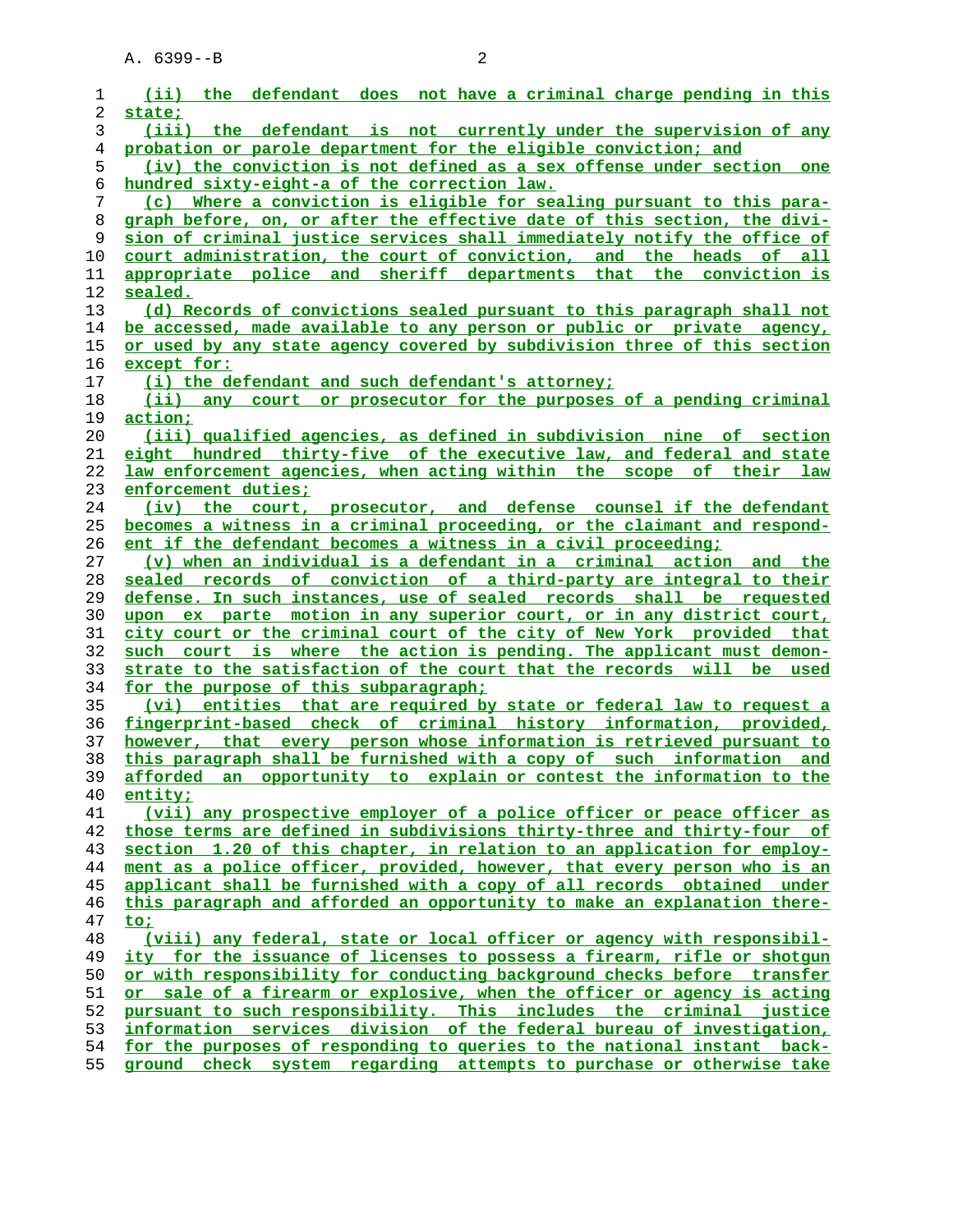(ii) the defendant does not have a criminal charge pending in this state;

(iii) the defendant is not currently under the supervision of any probation or parole department for the eligible conviction; and

(iv) the conviction is not defined as a sex offense under section one hundred sixty-eight-a of the correction law.

(c) Where a conviction is eligible for sealing pursuant to this paragraph before, on, or after the effective date of this section, the division of criminal justice services shall immediately notify the office of court administration, the court of conviction, and the heads of all appropriate police and sheriff departments that the conviction is sealed.

(d) Records of convictions sealed pursuant to this paragraph shall not be accessed, made available to any person or public or private agency, or used by any state agency covered by subdivision three of this section except for:

(i) the defendant and such defendant's attorney;

(ii) any court or prosecutor for the purposes of a pending criminal action;

(iii) qualified agencies, as defined in subdivision nine of section eight hundred thirty-five of the executive law, and federal and state law enforcement agencies, when acting within the scope of their law enforcement duties;

(iv) the court, prosecutor, and defense counsel if the defendant becomes a witness in a criminal proceeding, or the claimant and respondent if the defendant becomes a witness in a civil proceeding;

(v) when an individual is a defendant in a criminal action and the sealed records of conviction of a third-party are integral to their defense. In such instances, use of sealed records shall be requested upon ex parte motion in any superior court, or in any district court, city court or the criminal court of the city of New York provided that such court is where the action is pending. The applicant must demonstrate to the satisfaction of the court that the records will be used for the purpose of this subparagraph;

(vi) entities that are required by state or federal law to request a fingerprint-based check of criminal history information, provided, however, that every person whose information is retrieved pursuant to this paragraph shall be furnished with a copy of such information and afforded an opportunity to explain or contest the information to the entity;

(vii) any prospective employer of a police officer or peace officer as those terms are defined in subdivisions thirty-three and thirty-four of section 1.20 of this chapter, in relation to an application for employment as a police officer, provided, however, that every person who is an applicant shall be furnished with a copy of all records obtained under this paragraph and afforded an opportunity to make an explanation thereto;

(viii) any federal, state or local officer or agency with responsibility for the issuance of licenses to possess a firearm, rifle or shotgun or with responsibility for conducting background checks before transfer or sale of a firearm or explosive, when the officer or agency is acting pursuant to such responsibility. This includes the criminal justice information services division of the federal bureau of investigation, for the purposes of responding to queries to the national instant background check system regarding attempts to purchase or otherwise take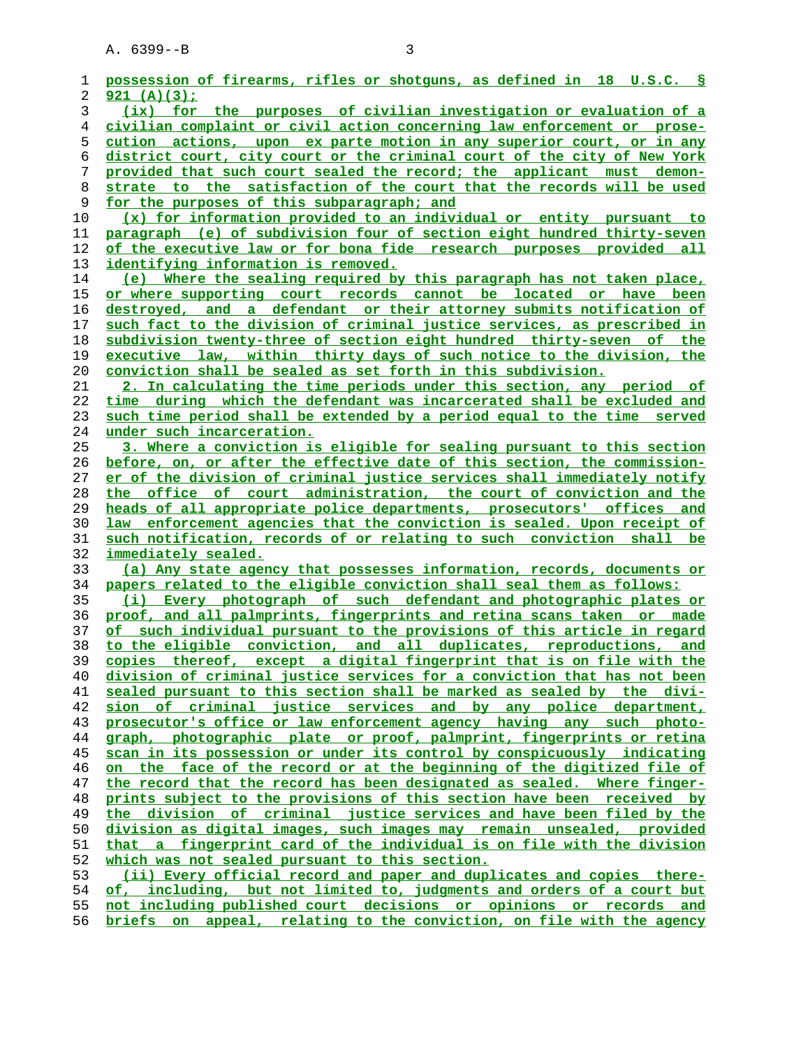possession of firearms, rifles or shotguns, as defined in 18 U.S.C. § 921 (A)(3);

(ix) for the purposes of civilian investigation or evaluation of a civilian complaint or civil action concerning law enforcement or prosecution actions, upon ex parte motion in any superior court, or in any district court, city court or the criminal court of the city of New York provided that such court sealed the record; the applicant must demonstrate to the satisfaction of the court that the records will be used for the purposes of this subparagraph; and

(x) for information provided to an individual or entity pursuant to paragraph (e) of subdivision four of section eight hundred thirty-seven of the executive law or for bona fide research purposes provided all identifying information is removed.

(e) Where the sealing required by this paragraph has not taken place, or where supporting court records cannot be located or have been destroyed, and a defendant or their attorney submits notification of such fact to the division of criminal justice services, as prescribed in subdivision twenty-three of section eight hundred thirty-seven of the executive law, within thirty days of such notice to the division, the conviction shall be sealed as set forth in this subdivision.

2. In calculating the time periods under this section, any period of time during which the defendant was incarcerated shall be excluded and such time period shall be extended by a period equal to the time served under such incarceration.

3. Where a conviction is eligible for sealing pursuant to this section before, on, or after the effective date of this section, the commissioner of the division of criminal justice services shall immediately notify the office of court administration, the court of conviction and the heads of all appropriate police departments, prosecutors' offices and law enforcement agencies that the conviction is sealed. Upon receipt of such notification, records of or relating to such conviction shall be immediately sealed.

(a) Any state agency that possesses information, records, documents or papers related to the eligible conviction shall seal them as follows:

(i) Every photograph of such defendant and photographic plates or proof, and all palmprints, fingerprints and retina scans taken or made of such individual pursuant to the provisions of this article in regard to the eligible conviction, and all duplicates, reproductions, and copies thereof, except a digital fingerprint that is on file with the division of criminal justice services for a conviction that has not been sealed pursuant to this section shall be marked as sealed by the division of criminal justice services and by any police department, prosecutor's office or law enforcement agency having any such photograph, photographic plate or proof, palmprint, fingerprints or retina scan in its possession or under its control by conspicuously indicating on the face of the record or at the beginning of the digitized file of the record that the record has been designated as sealed. Where fingerprints subject to the provisions of this section have been received by the division of criminal justice services and have been filed by the division as digital images, such images may remain unsealed, provided that a fingerprint card of the individual is on file with the division which was not sealed pursuant to this section.

(ii) Every official record and paper and duplicates and copies thereof, including, but not limited to, judgments and orders of a court but not including published court decisions or opinions or records and briefs on appeal, relating to the conviction, on file with the agency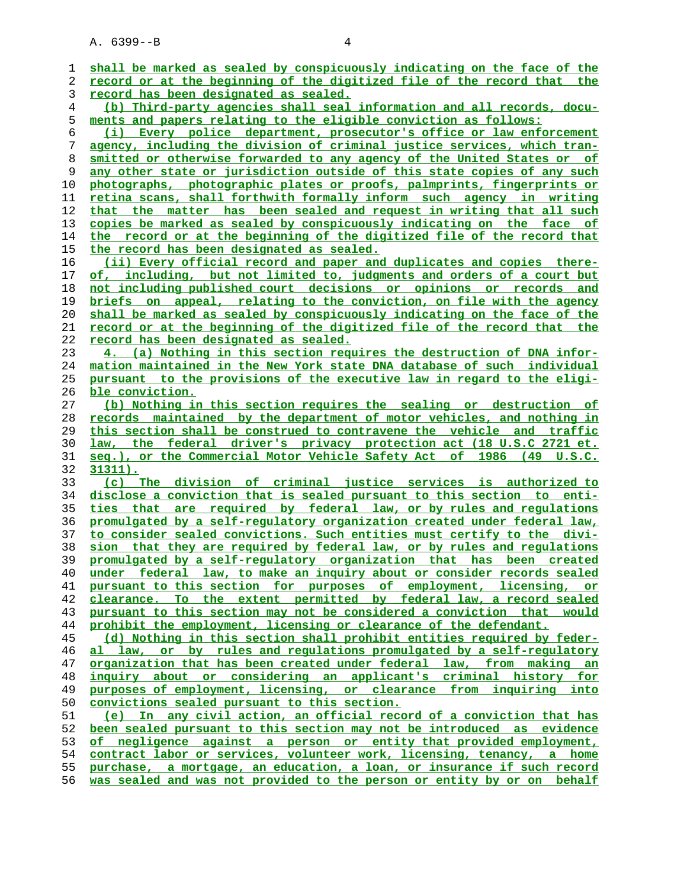shall be marked as sealed by conspicuously indicating on the face of the record or at the beginning of the digitized file of the record that the record has been designated as sealed.

(b) Third-party agencies shall seal information and all records, documents and papers relating to the eligible conviction as follows:

(i) Every police department, prosecutor's office or law enforcement agency, including the division of criminal justice services, which transmitted or otherwise forwarded to any agency of the United States or of any other state or jurisdiction outside of this state copies of any such photographs, photographic plates or proofs, palmprints, fingerprints or retina scans, shall forthwith formally inform such agency in writing that the matter has been sealed and request in writing that all such copies be marked as sealed by conspicuously indicating on the face of the record or at the beginning of the digitized file of the record that the record has been designated as sealed.

(ii) Every official record and paper and duplicates and copies thereof, including, but not limited to, judgments and orders of a court but not including published court decisions or opinions or records and briefs on appeal, relating to the conviction, on file with the agency shall be marked as sealed by conspicuously indicating on the face of the record or at the beginning of the digitized file of the record that the record has been designated as sealed.

4. (a) Nothing in this section requires the destruction of DNA information maintained in the New York state DNA database of such individual pursuant to the provisions of the executive law in regard to the eligible conviction.

(b) Nothing in this section requires the sealing or destruction of records maintained by the department of motor vehicles, and nothing in this section shall be construed to contravene the vehicle and traffic law, the federal driver's privacy protection act (18 U.S.C 2721 et. seq.), or the Commercial Motor Vehicle Safety Act of 1986 (49 U.S.C. 31311).

(c) The division of criminal justice services is authorized to disclose a conviction that is sealed pursuant to this section to entities that are required by federal law, or by rules and regulations promulgated by a self-regulatory organization created under federal law, to consider sealed convictions. Such entities must certify to the division that they are required by federal law, or by rules and regulations promulgated by a self-regulatory organization that has been created under federal law, to make an inquiry about or consider records sealed pursuant to this section for purposes of employment, licensing, or clearance. To the extent permitted by federal law, a record sealed pursuant to this section may not be considered a conviction that would prohibit the employment, licensing or clearance of the defendant.

(d) Nothing in this section shall prohibit entities required by federal law, or by rules and regulations promulgated by a self-regulatory organization that has been created under federal law, from making an inquiry about or considering an applicant's criminal history for purposes of employment, licensing, or clearance from inquiring into convictions sealed pursuant to this section.

(e) In any civil action, an official record of a conviction that has been sealed pursuant to this section may not be introduced as evidence of negligence against a person or entity that provided employment, contract labor or services, volunteer work, licensing, tenancy, a home purchase, a mortgage, an education, a loan, or insurance if such record was sealed and was not provided to the person or entity by or on behalf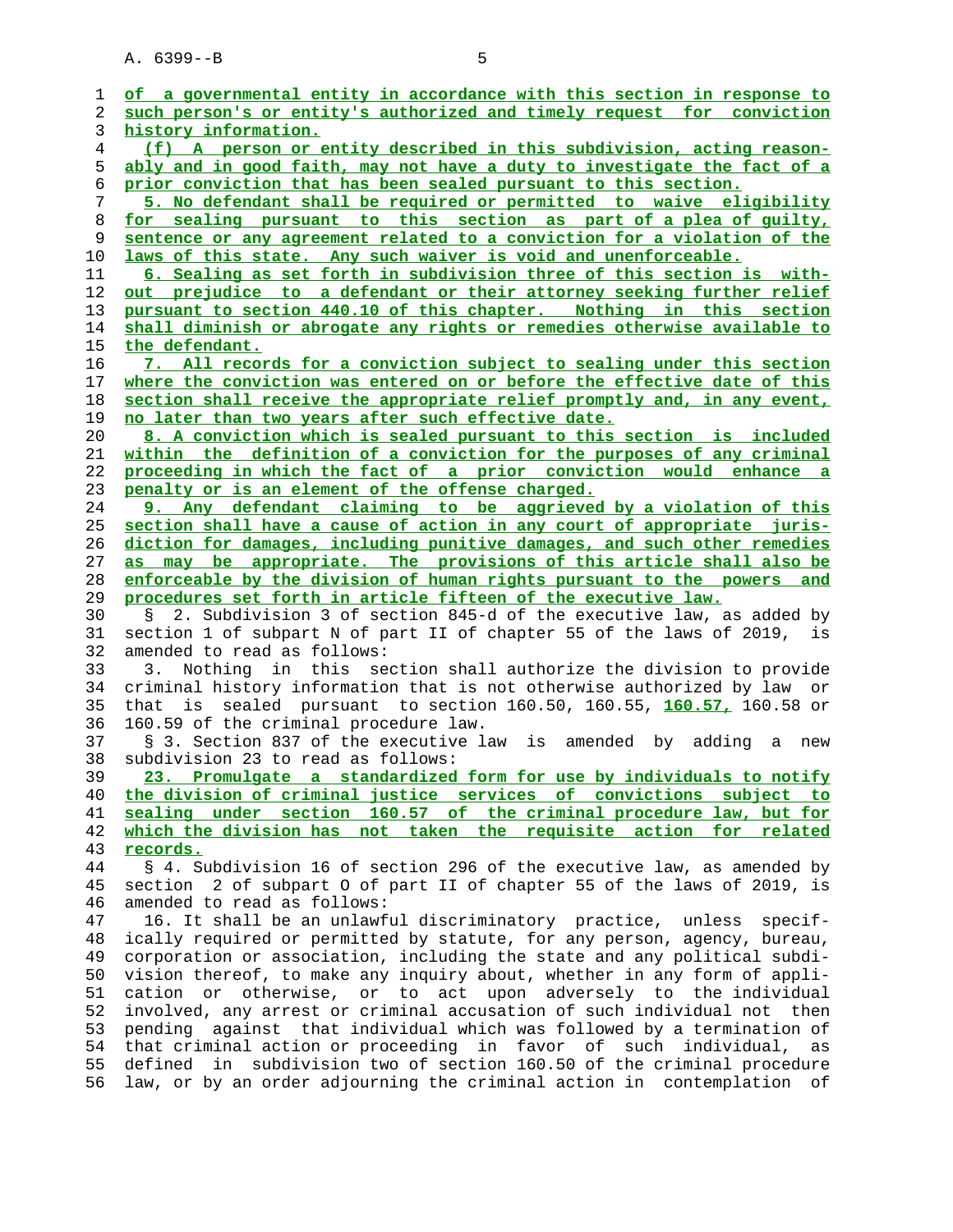of a governmental entity in accordance with this section in response to such person's or entity's authorized and timely request for conviction history information.

(f) A person or entity described in this subdivision, acting reasonably and in good faith, may not have a duty to investigate the fact of a prior conviction that has been sealed pursuant to this section.

5. No defendant shall be required or permitted to waive eligibility for sealing pursuant to this section as part of a plea of guilty, sentence or any agreement related to a conviction for a violation of the laws of this state. Any such waiver is void and unenforceable.

6. Sealing as set forth in subdivision three of this section is without prejudice to a defendant or their attorney seeking further relief pursuant to section 440.10 of this chapter. Nothing in this section shall diminish or abrogate any rights or remedies otherwise available to the defendant.

7. All records for a conviction subject to sealing under this section where the conviction was entered on or before the effective date of this section shall receive the appropriate relief promptly and, in any event, no later than two years after such effective date.

8. A conviction which is sealed pursuant to this section is included within the definition of a conviction for the purposes of any criminal proceeding in which the fact of a prior conviction would enhance a penalty or is an element of the offense charged.

9. Any defendant claiming to be aggrieved by a violation of this section shall have a cause of action in any court of appropriate jurisdiction for damages, including punitive damages, and such other remedies as may be appropriate. The provisions of this article shall also be enforceable by the division of human rights pursuant to the powers and procedures set forth in article fifteen of the executive law.

§ 2. Subdivision 3 of section 845-d of the executive law, as added by section 1 of subpart N of part II of chapter 55 of the laws of 2019, is amended to read as follows:

3. Nothing in this section shall authorize the division to provide criminal history information that is not otherwise authorized by law or that is sealed pursuant to section 160.50, 160.55, 160.57, 160.58 or 160.59 of the criminal procedure law.

§ 3. Section 837 of the executive law is amended by adding a new subdivision 23 to read as follows:

23. Promulgate a standardized form for use by individuals to notify the division of criminal justice services of convictions subject to sealing under section 160.57 of the criminal procedure law, but for which the division has not taken the requisite action for related records.

§ 4. Subdivision 16 of section 296 of the executive law, as amended by section 2 of subpart O of part II of chapter 55 of the laws of 2019, is amended to read as follows:

16. It shall be an unlawful discriminatory practice, unless specifically required or permitted by statute, for any person, agency, bureau, corporation or association, including the state and any political subdivision thereof, to make any inquiry about, whether in any form of application or otherwise, or to act upon adversely to the individual involved, any arrest or criminal accusation of such individual not then pending against that individual which was followed by a termination of that criminal action or proceeding in favor of such individual, as defined in subdivision two of section 160.50 of the criminal procedure law, or by an order adjourning the criminal action in contemplation of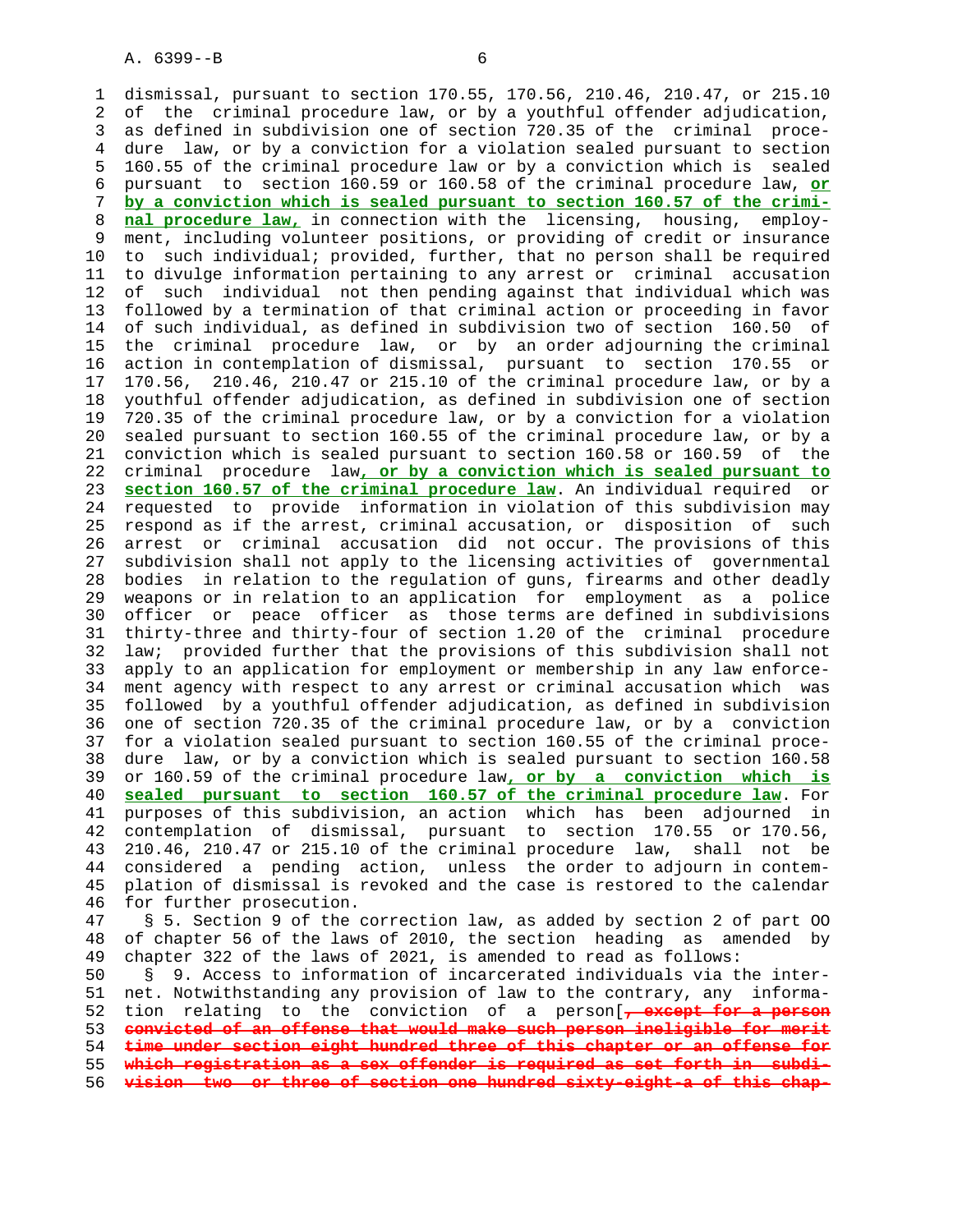dismissal, pursuant to section 170.55, 170.56, 210.46, 210.47, or 215.10 of the criminal procedure law, or by a youthful offender adjudication, as defined in subdivision one of section 720.35 of the criminal procedure law, or by a conviction for a violation sealed pursuant to section 160.55 of the criminal procedure law or by a conviction which is sealed pursuant to section 160.59 or 160.58 of the criminal procedure law, **or by a conviction which is sealed pursuant to section 160.57 of the criminal procedure law,** in connection with the licensing, housing, employment, including volunteer positions, or providing of credit or insurance to such individual; provided, further, that no person shall be required to divulge information pertaining to any arrest or criminal accusation of such individual not then pending against that individual which was followed by a termination of that criminal action or proceeding in favor of such individual, as defined in subdivision two of section 160.50 of the criminal procedure law, or by an order adjourning the criminal action in contemplation of dismissal, pursuant to section 170.55 or 170.56, 210.46, 210.47 or 215.10 of the criminal procedure law, or by a youthful offender adjudication, as defined in subdivision one of section 720.35 of the criminal procedure law, or by a conviction for a violation sealed pursuant to section 160.55 of the criminal procedure law, or by a conviction which is sealed pursuant to section 160.58 or 160.59 of the criminal procedure law**, or by a conviction which is sealed pursuant to section 160.57 of the criminal procedure law**. An individual required or requested to provide information in violation of this subdivision may respond as if the arrest, criminal accusation, or disposition of such arrest or criminal accusation did not occur. The provisions of this subdivision shall not apply to the licensing activities of governmental bodies in relation to the regulation of guns, firearms and other deadly weapons or in relation to an application for employment as a police officer or peace officer as those terms are defined in subdivisions thirty-three and thirty-four of section 1.20 of the criminal procedure law; provided further that the provisions of this subdivision shall not apply to an application for employment or membership in any law enforcement agency with respect to any arrest or criminal accusation which was followed by a youthful offender adjudication, as defined in subdivision one of section 720.35 of the criminal procedure law, or by a conviction for a violation sealed pursuant to section 160.55 of the criminal procedure law, or by a conviction which is sealed pursuant to section 160.58 or 160.59 of the criminal procedure law**, or by a conviction which is sealed pursuant to section 160.57 of the criminal procedure law**. For purposes of this subdivision, an action which has been adjourned in contemplation of dismissal, pursuant to section 170.55 or 170.56, 210.46, 210.47 or 215.10 of the criminal procedure law, shall not be considered a pending action, unless the order to adjourn in contemplation of dismissal is revoked and the case is restored to the calendar for further prosecution.

§ 5. Section 9 of the correction law, as added by section 2 of part OO of chapter 56 of the laws of 2010, the section heading as amended by chapter 322 of the laws of 2021, is amended to read as follows:

§ 9. Access to information of incarcerated individuals via the internet. Notwithstanding any provision of law to the contrary, any information relating to the conviction of a person[~~, except for a person convicted of an offense that would make such person ineligible for merit time under section eight hundred three of this chapter or an offense for which registration as a sex offender is required as set forth in subdivision two or three of section one hundred sixty-eight-a of this chap-~~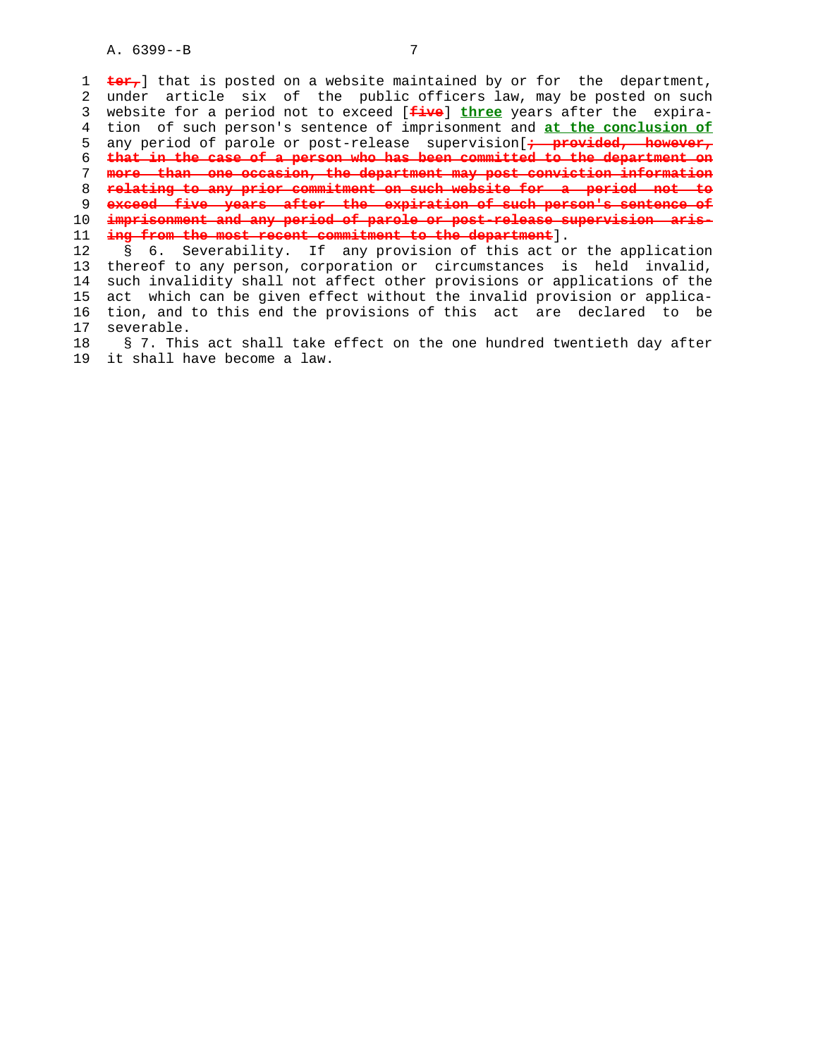ter,] that is posted on a website maintained by or for the department, under article six of the public officers law, may be posted on such website for a period not to exceed [five] **three** years after the expiration of such person's sentence of imprisonment and **at the conclusion of** any period of parole or post-release supervision[; provided, however, that in the case of a person who has been committed to the department on more than one occasion, the department may post conviction information relating to any prior commitment on such website for a period not to exceed five years after the expiration of such person's sentence of imprisonment and any period of parole or post-release supervision arising from the most recent commitment to the department].

§ 6. Severability. If any provision of this act or the application thereof to any person, corporation or circumstances is held invalid, such invalidity shall not affect other provisions or applications of the act which can be given effect without the invalid provision or application, and to this end the provisions of this act are declared to be severable.

§ 7. This act shall take effect on the one hundred twentieth day after it shall have become a law.